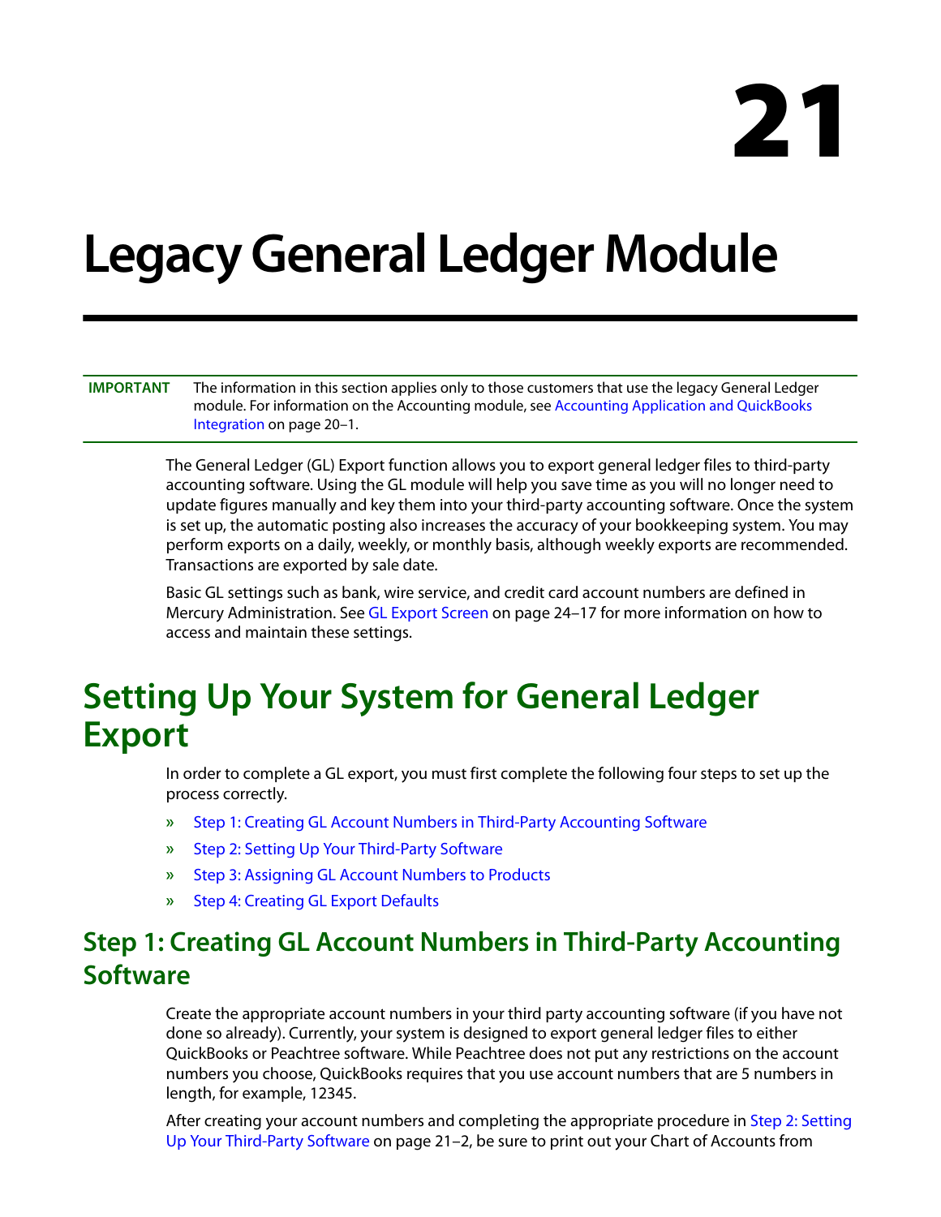# 21

# Legacy General Ledger Module

**IMPORTANT** The information in this section applies only to those customers that use the legacy General Ledger module. For information on the Accounting module, see Accounting Application and QuickBooks Integration on page 20–1.

The General Ledger (GL) Export function allows you to export general ledger files to third-party accounting software. Using the GL module will help you save time as you will no longer need to update figures manually and key them into your third-party accounting software. Once the system is set up, the automatic posting also increases the accuracy of your bookkeeping system. You may perform exports on a daily, weekly, or monthly basis, although weekly exports are recommended. Transactions are exported by sale date.

Basic GL settings such as bank, wire service, and credit card account numbers are defined in Mercury Administration. See GL Export Screen on page 24–17 for more information on how to access and maintain these settings.

## Setting Up Your System for General Ledger Export

In order to complete a GL export, you must first complete the following four steps to set up the process correctly.

- Step 1: Creating GL Account Numbers in Third-Party Accounting Software
- Step 2: Setting Up Your Third-Party Software
- Step 3: Assigning GL Account Numbers to Products
- Step 4: Creating GL Export Defaults

### Step 1: Creating GL Account Numbers in Third-Party Accounting Software

Create the appropriate account numbers in your third party accounting software (if you have not done so already). Currently, your system is designed to export general ledger files to either QuickBooks or Peachtree software. While Peachtree does not put any restrictions on the account numbers you choose, QuickBooks requires that you use account numbers that are 5 numbers in length, for example, 12345.

After creating your account numbers and completing the appropriate procedure in Step 2: Setting Up Your Third-Party Software on page 21–2, be sure to print out your Chart of Accounts from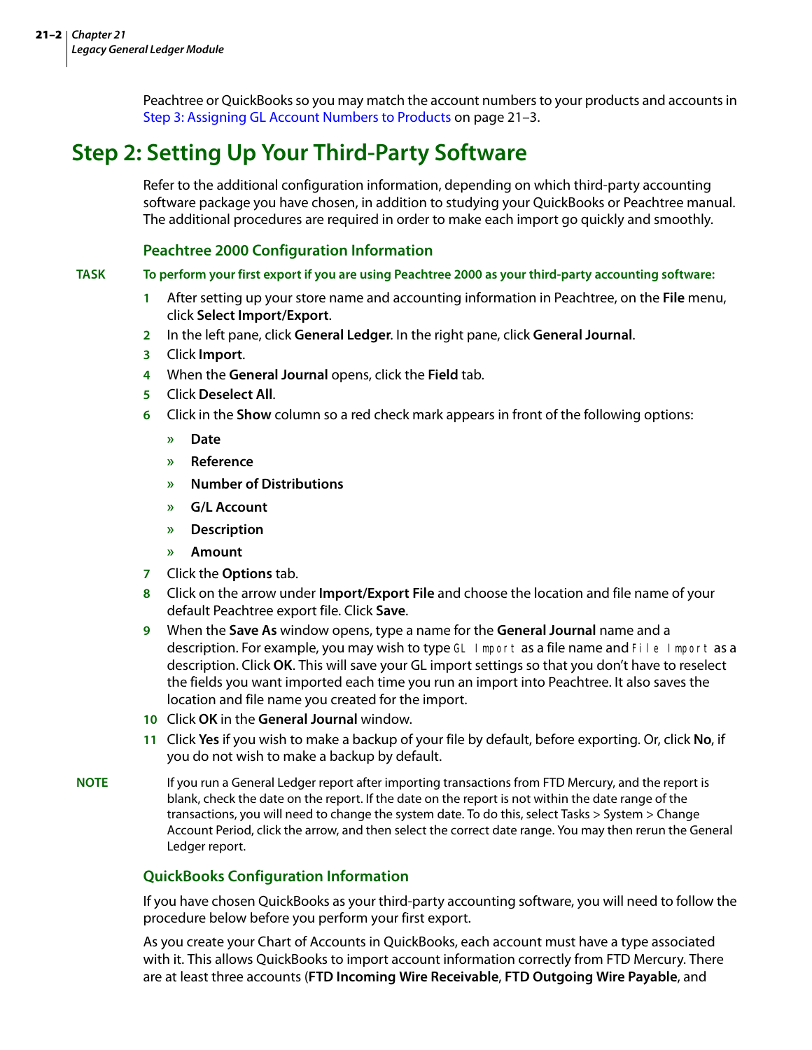Peachtree or QuickBooks so you may match the account numbers to your products and accounts in Step 3: Assigning GL Account Numbers to Products on page 21–3.

## Step 2: Setting Up Your Third-Party Software

Refer to the additional configuration information, depending on which third-party accounting software package you have chosen, in addition to studying your QuickBooks or Peachtree manual. The additional procedures are required in order to make each import go quickly and smoothly.

### Peachtree 2000 Configuration Information

**TASK** **To perform your first export if you are using Peachtree 2000 as your third-party accounting software:**

1. After setting up your store name and accounting information in Peachtree, on the **File** menu, click **Select Import/Export**.
2. In the left pane, click **General Ledger**. In the right pane, click **General Journal**.
3. Click **Import**.
4. When the **General Journal** opens, click the **Field** tab.
5. Click **Deselect All**.
6. Click in the **Show** column so a red check mark appears in front of the following options:
   - **Date**
   - **Reference**
   - **Number of Distributions**
   - **G/L Account**
   - **Description**
   - **Amount**
7. Click the **Options** tab.
8. Click on the arrow under **Import/Export File** and choose the location and file name of your default Peachtree export file. Click **Save**.
9. When the **Save As** window opens, type a name for the **General Journal** name and a description. For example, you may wish to type `GL Import` as a file name and `File Import` as a description. Click **OK**. This will save your GL import settings so that you don't have to reselect the fields you want imported each time you run an import into Peachtree. It also saves the location and file name you created for the import.
10. Click **OK** in the **General Journal** window.
11. Click **Yes** if you wish to make a backup of your file by default, before exporting. Or, click **No**, if you do not wish to make a backup by default.

**NOTE** If you run a General Ledger report after importing transactions from FTD Mercury, and the report is blank, check the date on the report. If the date on the report is not within the date range of the transactions, you will need to change the system date. To do this, select Tasks > System > Change Account Period, click the arrow, and then select the correct date range. You may then rerun the General Ledger report.

### QuickBooks Configuration Information

If you have chosen QuickBooks as your third-party accounting software, you will need to follow the procedure below before you perform your first export.

As you create your Chart of Accounts in QuickBooks, each account must have a type associated with it. This allows QuickBooks to import account information correctly from FTD Mercury. There are at least three accounts (**FTD Incoming Wire Receivable**, **FTD Outgoing Wire Payable**, and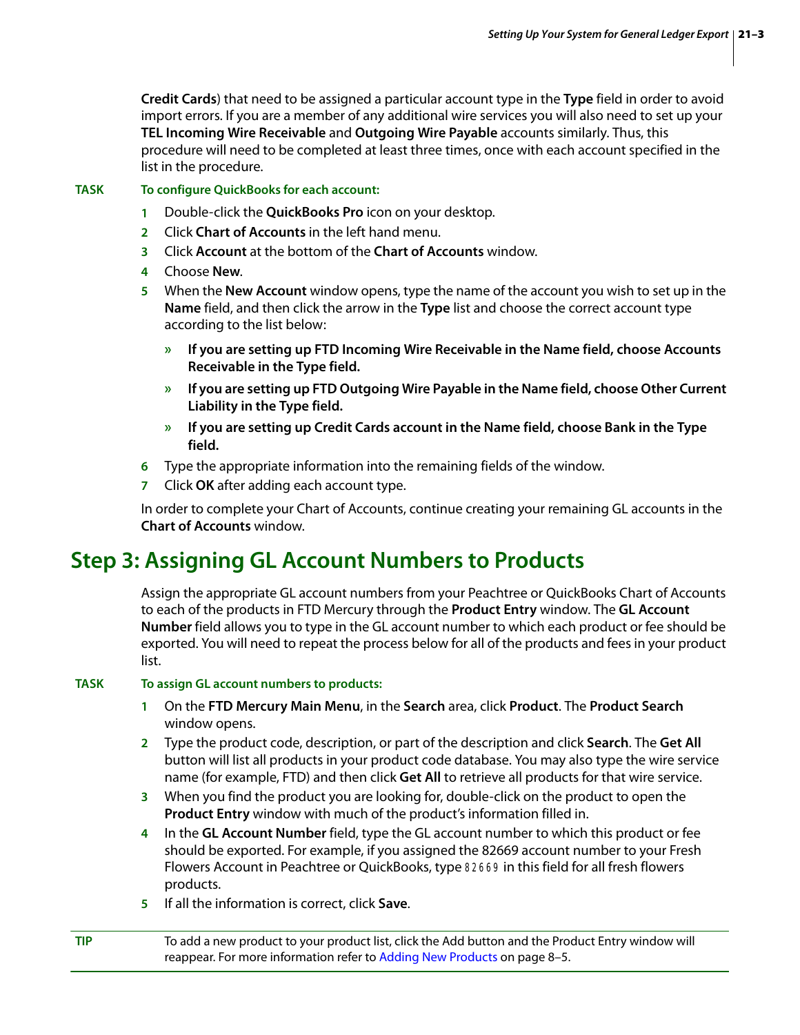**Credit Cards**) that need to be assigned a particular account type in the **Type** field in order to avoid import errors. If you are a member of any additional wire services you will also need to set up your **TEL Incoming Wire Receivable** and **Outgoing Wire Payable** accounts similarly. Thus, this procedure will need to be completed at least three times, once with each account specified in the list in the procedure.

**TASK** **To configure QuickBooks for each account:**

1. Double-click the **QuickBooks Pro** icon on your desktop.
2. Click **Chart of Accounts** in the left hand menu.
3. Click **Account** at the bottom of the **Chart of Accounts** window.
4. Choose **New**.
5. When the **New Account** window opens, type the name of the account you wish to set up in the **Name** field, and then click the arrow in the **Type** list and choose the correct account type according to the list below:
   - **If you are setting up FTD Incoming Wire Receivable in the Name field, choose Accounts Receivable in the Type field.**
   - **If you are setting up FTD Outgoing Wire Payable in the Name field, choose Other Current Liability in the Type field.**
   - **If you are setting up Credit Cards account in the Name field, choose Bank in the Type field.**
6. Type the appropriate information into the remaining fields of the window.
7. Click **OK** after adding each account type.

In order to complete your Chart of Accounts, continue creating your remaining GL accounts in the **Chart of Accounts** window.

## Step 3: Assigning GL Account Numbers to Products

Assign the appropriate GL account numbers from your Peachtree or QuickBooks Chart of Accounts to each of the products in FTD Mercury through the **Product Entry** window. The **GL Account Number** field allows you to type in the GL account number to which each product or fee should be exported. You will need to repeat the process below for all of the products and fees in your product list.

**TASK** **To assign GL account numbers to products:**

1. On the **FTD Mercury Main Menu**, in the **Search** area, click **Product**. The **Product Search** window opens.
2. Type the product code, description, or part of the description and click **Search**. The **Get All** button will list all products in your product code database. You may also type the wire service name (for example, FTD) and then click **Get All** to retrieve all products for that wire service.
3. When you find the product you are looking for, double-click on the product to open the **Product Entry** window with much of the product's information filled in.
4. In the **GL Account Number** field, type the GL account number to which this product or fee should be exported. For example, if you assigned the 82669 account number to your Fresh Flowers Account in Peachtree or QuickBooks, type `82669` in this field for all fresh flowers products.
5. If all the information is correct, click **Save**.

**TIP** To add a new product to your product list, click the Add button and the Product Entry window will reappear. For more information refer to Adding New Products on page 8–5.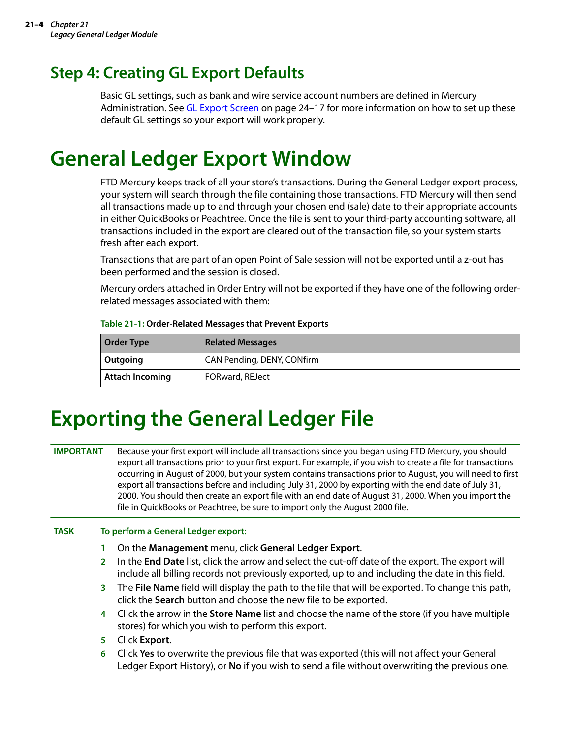## Step 4: Creating GL Export Defaults

Basic GL settings, such as bank and wire service account numbers are defined in Mercury Administration. See GL Export Screen on page 24–17 for more information on how to set up these default GL settings so your export will work properly.

# General Ledger Export Window

FTD Mercury keeps track of all your store's transactions. During the General Ledger export process, your system will search through the file containing those transactions. FTD Mercury will then send all transactions made up to and through your chosen end (sale) date to their appropriate accounts in either QuickBooks or Peachtree. Once the file is sent to your third-party accounting software, all transactions included in the export are cleared out of the transaction file, so your system starts fresh after each export.

Transactions that are part of an open Point of Sale session will not be exported until a z-out has been performed and the session is closed.

Mercury orders attached in Order Entry will not be exported if they have one of the following order-related messages associated with them:

**Table 21-1: Order-Related Messages that Prevent Exports**

| Order Type | Related Messages |
|---|---|
| **Outgoing** | CAN Pending, DENY, CONfirm |
| **Attach Incoming** | FORward, REJect |

# Exporting the General Ledger File

**IMPORTANT** Because your first export will include all transactions since you began using FTD Mercury, you should export all transactions prior to your first export. For example, if you wish to create a file for transactions occurring in August of 2000, but your system contains transactions prior to August, you will need to first export all transactions before and including July 31, 2000 by exporting with the end date of July 31, 2000. You should then create an export file with an end date of August 31, 2000. When you import the file in QuickBooks or Peachtree, be sure to import only the August 2000 file.

**TASK** **To perform a General Ledger export:**

1. On the **Management** menu, click **General Ledger Export**.
2. In the **End Date** list, click the arrow and select the cut-off date of the export. The export will include all billing records not previously exported, up to and including the date in this field.
3. The **File Name** field will display the path to the file that will be exported. To change this path, click the **Search** button and choose the new file to be exported.
4. Click the arrow in the **Store Name** list and choose the name of the store (if you have multiple stores) for which you wish to perform this export.
5. Click **Export**.
6. Click **Yes** to overwrite the previous file that was exported (this will not affect your General Ledger Export History), or **No** if you wish to send a file without overwriting the previous one.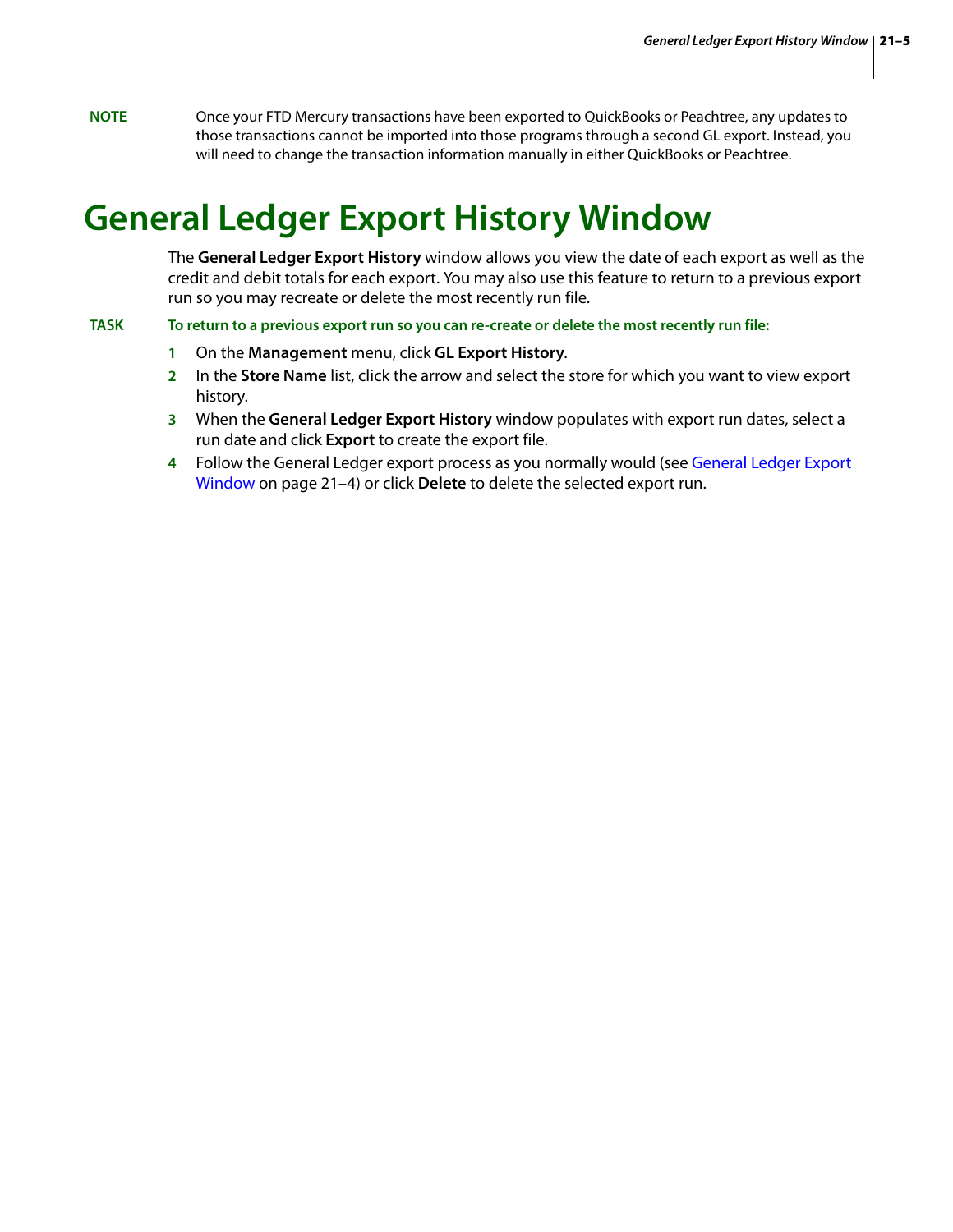**NOTE** Once your FTD Mercury transactions have been exported to QuickBooks or Peachtree, any updates to those transactions cannot be imported into those programs through a second GL export. Instead, you will need to change the transaction information manually in either QuickBooks or Peachtree.

# General Ledger Export History Window

The **General Ledger Export History** window allows you view the date of each export as well as the credit and debit totals for each export. You may also use this feature to return to a previous export run so you may recreate or delete the most recently run file.

**TASK** **To return to a previous export run so you can re-create or delete the most recently run file:**

1. On the **Management** menu, click **GL Export History**.
2. In the **Store Name** list, click the arrow and select the store for which you want to view export history.
3. When the **General Ledger Export History** window populates with export run dates, select a run date and click **Export** to create the export file.
4. Follow the General Ledger export process as you normally would (see General Ledger Export Window on page 21–4) or click **Delete** to delete the selected export run.